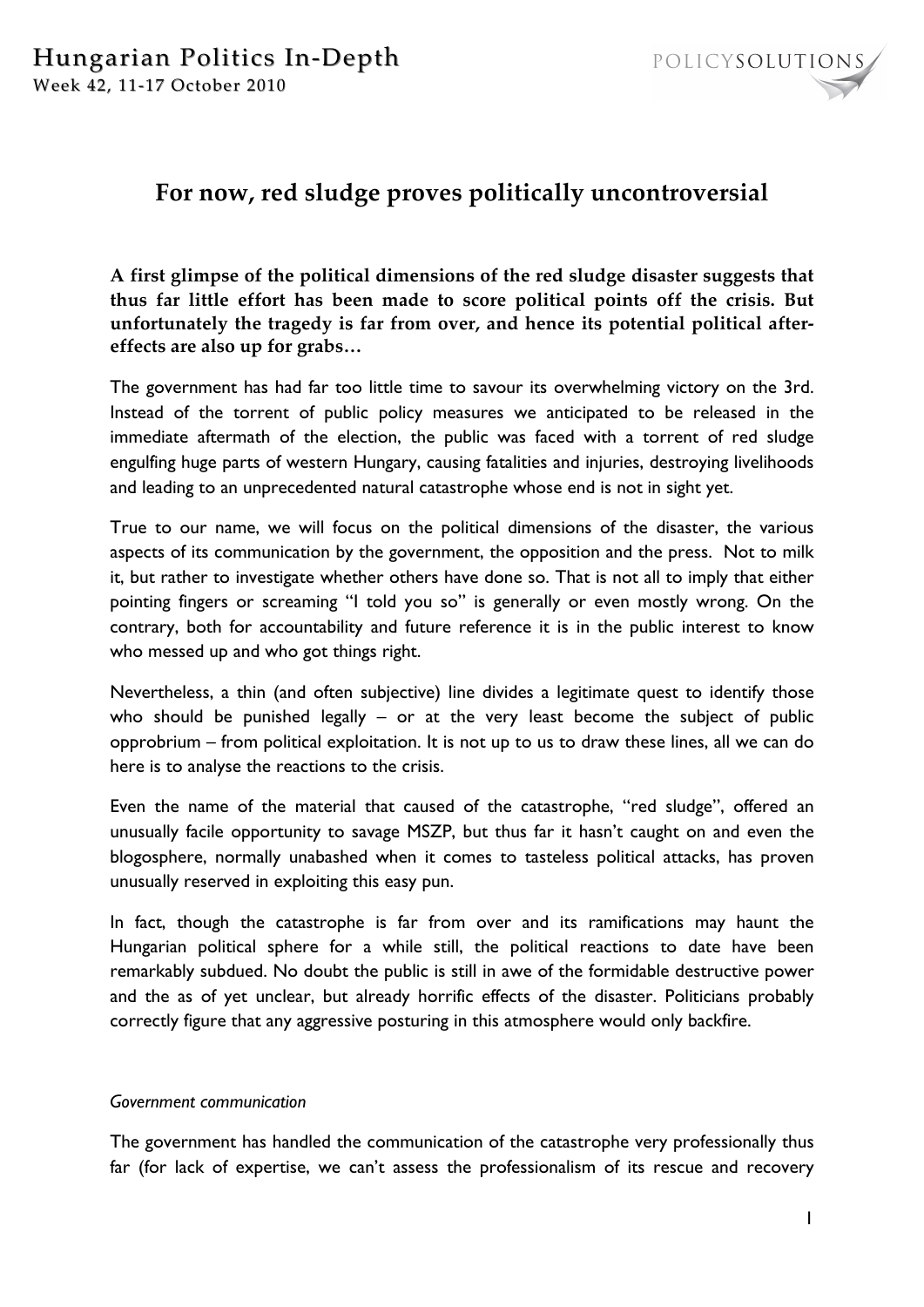# For now, red sludge proves politically uncontroversial

**A first glimpse of the political dimensions of the red sludge disaster suggests that thus far little effort has been made to score political points off the crisis. But unfortunately the tragedy is far from over, and hence its potential political after-effects are also up for grabs…**

The government has had far too little time to savour its overwhelming victory on the 3rd. Instead of the torrent of public policy measures we anticipated to be released in the immediate aftermath of the election, the public was faced with a torrent of red sludge engulfing huge parts of western Hungary, causing fatalities and injuries, destroying livelihoods and leading to an unprecedented natural catastrophe whose end is not in sight yet.

True to our name, we will focus on the political dimensions of the disaster, the various aspects of its communication by the government, the opposition and the press. Not to milk it, but rather to investigate whether others have done so. That is not all to imply that either pointing fingers or screaming "I told you so" is generally or even mostly wrong. On the contrary, both for accountability and future reference it is in the public interest to know who messed up and who got things right.

Nevertheless, a thin (and often subjective) line divides a legitimate quest to identify those who should be punished legally – or at the very least become the subject of public opprobrium – from political exploitation. It is not up to us to draw these lines, all we can do here is to analyse the reactions to the crisis.

Even the name of the material that caused of the catastrophe, "red sludge", offered an unusually facile opportunity to savage MSZP, but thus far it hasn't caught on and even the blogosphere, normally unabashed when it comes to tasteless political attacks, has proven unusually reserved in exploiting this easy pun.

In fact, though the catastrophe is far from over and its ramifications may haunt the Hungarian political sphere for a while still, the political reactions to date have been remarkably subdued. No doubt the public is still in awe of the formidable destructive power and the as of yet unclear, but already horrific effects of the disaster. Politicians probably correctly figure that any aggressive posturing in this atmosphere would only backfire.

*Government communication*

The government has handled the communication of the catastrophe very professionally thus far (for lack of expertise, we can't assess the professionalism of its rescue and recovery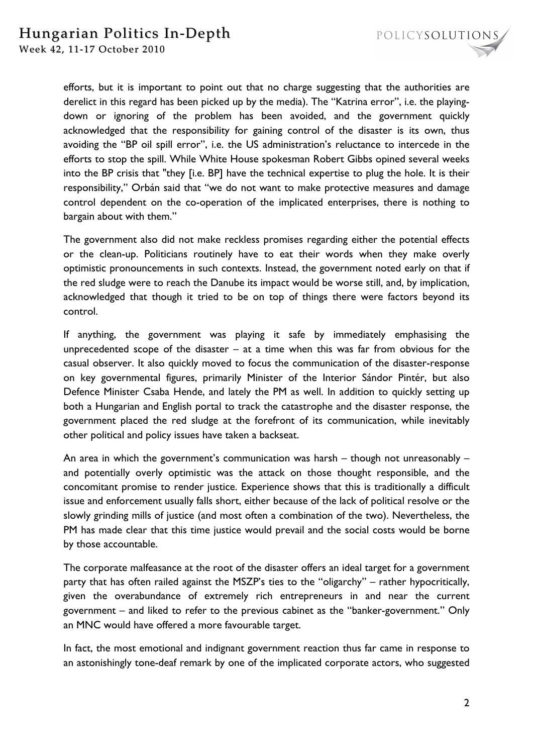efforts, but it is important to point out that no charge suggesting that the authorities are derelict in this regard has been picked up by the media). The "Katrina error", i.e. the playing-down or ignoring of the problem has been avoided, and the government quickly acknowledged that the responsibility for gaining control of the disaster is its own, thus avoiding the "BP oil spill error", i.e. the US administration's reluctance to intercede in the efforts to stop the spill. While White House spokesman Robert Gibbs opined several weeks into the BP crisis that "they [i.e. BP] have the technical expertise to plug the hole. It is their responsibility," Orbán said that "we do not want to make protective measures and damage control dependent on the co-operation of the implicated enterprises, there is nothing to bargain about with them."

The government also did not make reckless promises regarding either the potential effects or the clean-up. Politicians routinely have to eat their words when they make overly optimistic pronouncements in such contexts. Instead, the government noted early on that if the red sludge were to reach the Danube its impact would be worse still, and, by implication, acknowledged that though it tried to be on top of things there were factors beyond its control.

If anything, the government was playing it safe by immediately emphasising the unprecedented scope of the disaster – at a time when this was far from obvious for the casual observer. It also quickly moved to focus the communication of the disaster-response on key governmental figures, primarily Minister of the Interior Sándor Pintér, but also Defence Minister Csaba Hende, and lately the PM as well. In addition to quickly setting up both a Hungarian and English portal to track the catastrophe and the disaster response, the government placed the red sludge at the forefront of its communication, while inevitably other political and policy issues have taken a backseat.

An area in which the government's communication was harsh – though not unreasonably – and potentially overly optimistic was the attack on those thought responsible, and the concomitant promise to render justice. Experience shows that this is traditionally a difficult issue and enforcement usually falls short, either because of the lack of political resolve or the slowly grinding mills of justice (and most often a combination of the two). Nevertheless, the PM has made clear that this time justice would prevail and the social costs would be borne by those accountable.

The corporate malfeasance at the root of the disaster offers an ideal target for a government party that has often railed against the MSZP's ties to the "oligarchy" – rather hypocritically, given the overabundance of extremely rich entrepreneurs in and near the current government – and liked to refer to the previous cabinet as the "banker-government." Only an MNC would have offered a more favourable target.

In fact, the most emotional and indignant government reaction thus far came in response to an astonishingly tone-deaf remark by one of the implicated corporate actors, who suggested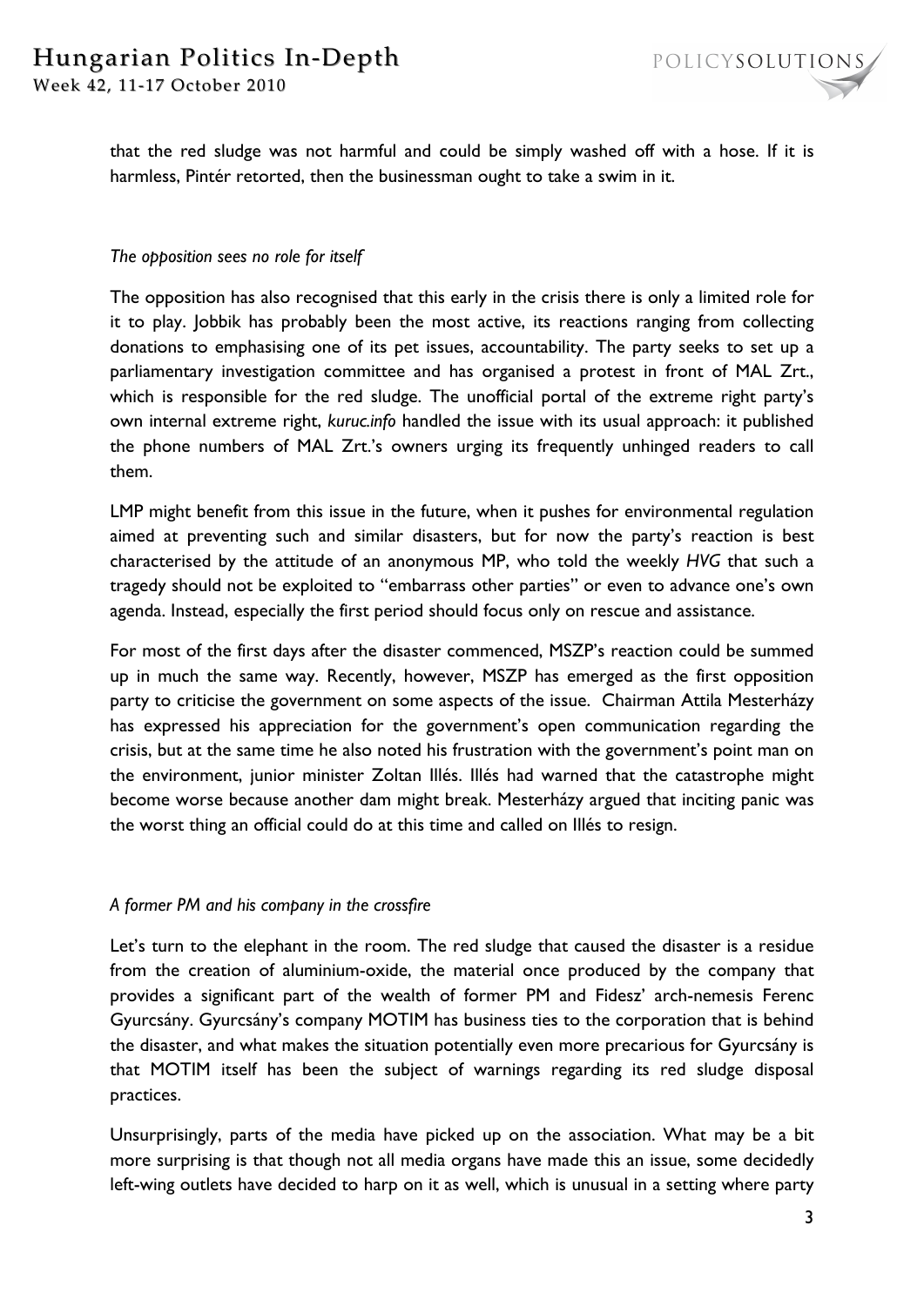that the red sludge was not harmful and could be simply washed off with a hose. If it is harmless, Pintér retorted, then the businessman ought to take a swim in it.

*The opposition sees no role for itself*

The opposition has also recognised that this early in the crisis there is only a limited role for it to play. Jobbik has probably been the most active, its reactions ranging from collecting donations to emphasising one of its pet issues, accountability. The party seeks to set up a parliamentary investigation committee and has organised a protest in front of MAL Zrt., which is responsible for the red sludge. The unofficial portal of the extreme right party's own internal extreme right, *kuruc.info* handled the issue with its usual approach: it published the phone numbers of MAL Zrt.'s owners urging its frequently unhinged readers to call them.

LMP might benefit from this issue in the future, when it pushes for environmental regulation aimed at preventing such and similar disasters, but for now the party's reaction is best characterised by the attitude of an anonymous MP, who told the weekly *HVG* that such a tragedy should not be exploited to "embarrass other parties" or even to advance one's own agenda. Instead, especially the first period should focus only on rescue and assistance.

For most of the first days after the disaster commenced, MSZP's reaction could be summed up in much the same way. Recently, however, MSZP has emerged as the first opposition party to criticise the government on some aspects of the issue. Chairman Attila Mesterházy has expressed his appreciation for the government's open communication regarding the crisis, but at the same time he also noted his frustration with the government's point man on the environment, junior minister Zoltan Illés. Illés had warned that the catastrophe might become worse because another dam might break. Mesterházy argued that inciting panic was the worst thing an official could do at this time and called on Illés to resign.

*A former PM and his company in the crossfire*

Let's turn to the elephant in the room. The red sludge that caused the disaster is a residue from the creation of aluminium-oxide, the material once produced by the company that provides a significant part of the wealth of former PM and Fidesz' arch-nemesis Ferenc Gyurcsány. Gyurcsány's company MOTIM has business ties to the corporation that is behind the disaster, and what makes the situation potentially even more precarious for Gyurcsány is that MOTIM itself has been the subject of warnings regarding its red sludge disposal practices.

Unsurprisingly, parts of the media have picked up on the association. What may be a bit more surprising is that though not all media organs have made this an issue, some decidedly left-wing outlets have decided to harp on it as well, which is unusual in a setting where party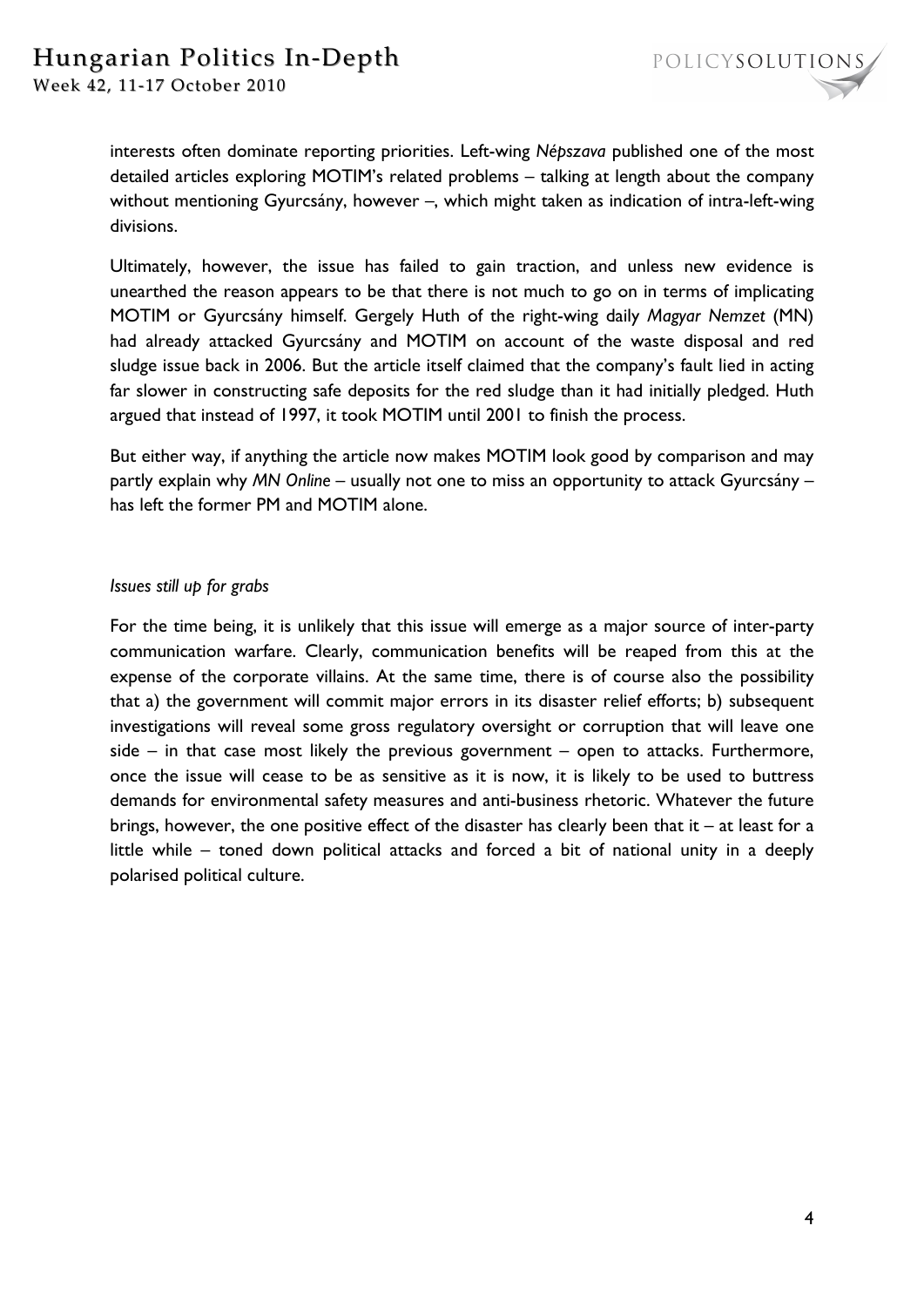interests often dominate reporting priorities. Left-wing *Népszava* published one of the most detailed articles exploring MOTIM's related problems – talking at length about the company without mentioning Gyurcsány, however –, which might taken as indication of intra-left-wing divisions.

Ultimately, however, the issue has failed to gain traction, and unless new evidence is unearthed the reason appears to be that there is not much to go on in terms of implicating MOTIM or Gyurcsány himself. Gergely Huth of the right-wing daily *Magyar Nemzet* (MN) had already attacked Gyurcsány and MOTIM on account of the waste disposal and red sludge issue back in 2006. But the article itself claimed that the company's fault lied in acting far slower in constructing safe deposits for the red sludge than it had initially pledged. Huth argued that instead of 1997, it took MOTIM until 2001 to finish the process.

But either way, if anything the article now makes MOTIM look good by comparison and may partly explain why *MN Online* – usually not one to miss an opportunity to attack Gyurcsány – has left the former PM and MOTIM alone.

*Issues still up for grabs*

For the time being, it is unlikely that this issue will emerge as a major source of inter-party communication warfare. Clearly, communication benefits will be reaped from this at the expense of the corporate villains. At the same time, there is of course also the possibility that a) the government will commit major errors in its disaster relief efforts; b) subsequent investigations will reveal some gross regulatory oversight or corruption that will leave one side – in that case most likely the previous government – open to attacks. Furthermore, once the issue will cease to be as sensitive as it is now, it is likely to be used to buttress demands for environmental safety measures and anti-business rhetoric. Whatever the future brings, however, the one positive effect of the disaster has clearly been that it – at least for a little while – toned down political attacks and forced a bit of national unity in a deeply polarised political culture.